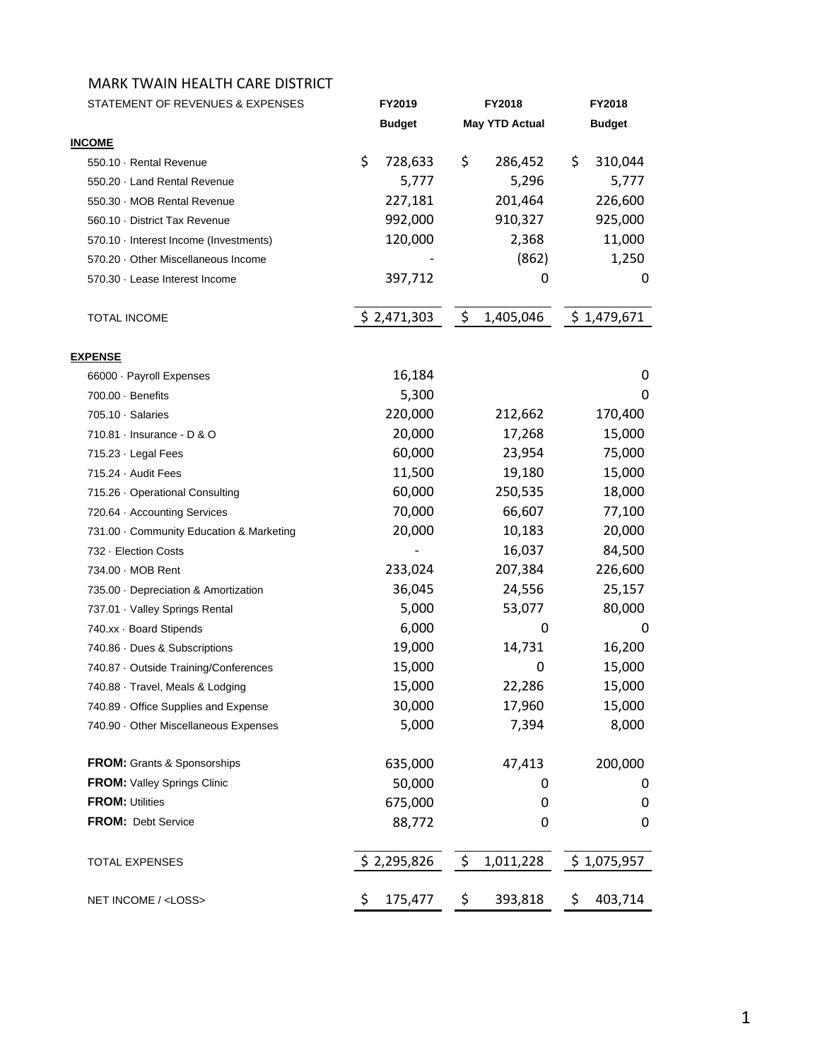# MARK TWAIN HEALTH CARE DISTRICT

| STATEMENT OF REVENUES & EXPENSES | FY2019 Budget | FY2018 May YTD Actual | FY2018 Budget |
|---|---|---|---|
| **INCOME** | | | |
| 550.10 · Rental Revenue | $ 728,633 | $ 286,452 | $ 310,044 |
| 550.20 · Land Rental Revenue | 5,777 | 5,296 | 5,777 |
| 550.30 · MOB Rental Revenue | 227,181 | 201,464 | 226,600 |
| 560.10 · District Tax Revenue | 992,000 | 910,327 | 925,000 |
| 570.10 · Interest Income (Investments) | 120,000 | 2,368 | 11,000 |
| 570.20 · Other Miscellaneous Income | - | (862) | 1,250 |
| 570.30 · Lease Interest Income | 397,712 | 0 | 0 |
| TOTAL INCOME | $ 2,471,303 | $ 1,405,046 | $ 1,479,671 |
| **EXPENSE** | | | |
| 66000 · Payroll Expenses | 16,184 | | 0 |
| 700.00 · Benefits | 5,300 | | 0 |
| 705.10 · Salaries | 220,000 | 212,662 | 170,400 |
| 710.81 · Insurance - D & O | 20,000 | 17,268 | 15,000 |
| 715.23 · Legal Fees | 60,000 | 23,954 | 75,000 |
| 715.24 · Audit Fees | 11,500 | 19,180 | 15,000 |
| 715.26 · Operational Consulting | 60,000 | 250,535 | 18,000 |
| 720.64 · Accounting Services | 70,000 | 66,607 | 77,100 |
| 731.00 · Community Education & Marketing | 20,000 | 10,183 | 20,000 |
| 732 · Election Costs | - | 16,037 | 84,500 |
| 734.00 · MOB Rent | 233,024 | 207,384 | 226,600 |
| 735.00 · Depreciation & Amortization | 36,045 | 24,556 | 25,157 |
| 737.01 · Valley Springs Rental | 5,000 | 53,077 | 80,000 |
| 740.xx · Board Stipends | 6,000 | 0 | 0 |
| 740.86 · Dues & Subscriptions | 19,000 | 14,731 | 16,200 |
| 740.87 · Outside Training/Conferences | 15,000 | 0 | 15,000 |
| 740.88 · Travel, Meals & Lodging | 15,000 | 22,286 | 15,000 |
| 740.89 · Office Supplies and Expense | 30,000 | 17,960 | 15,000 |
| 740.90 · Other Miscellaneous Expenses | 5,000 | 7,394 | 8,000 |
| **FROM:** Grants & Sponsorships | 635,000 | 47,413 | 200,000 |
| **FROM:** Valley Springs Clinic | 50,000 | 0 | 0 |
| **FROM:** Utilities | 675,000 | 0 | 0 |
| **FROM:** Debt Service | 88,772 | 0 | 0 |
| TOTAL EXPENSES | $ 2,295,826 | $ 1,011,228 | $ 1,075,957 |
| NET INCOME / <LOSS> | $ 175,477 | $ 393,818 | $ 403,714 |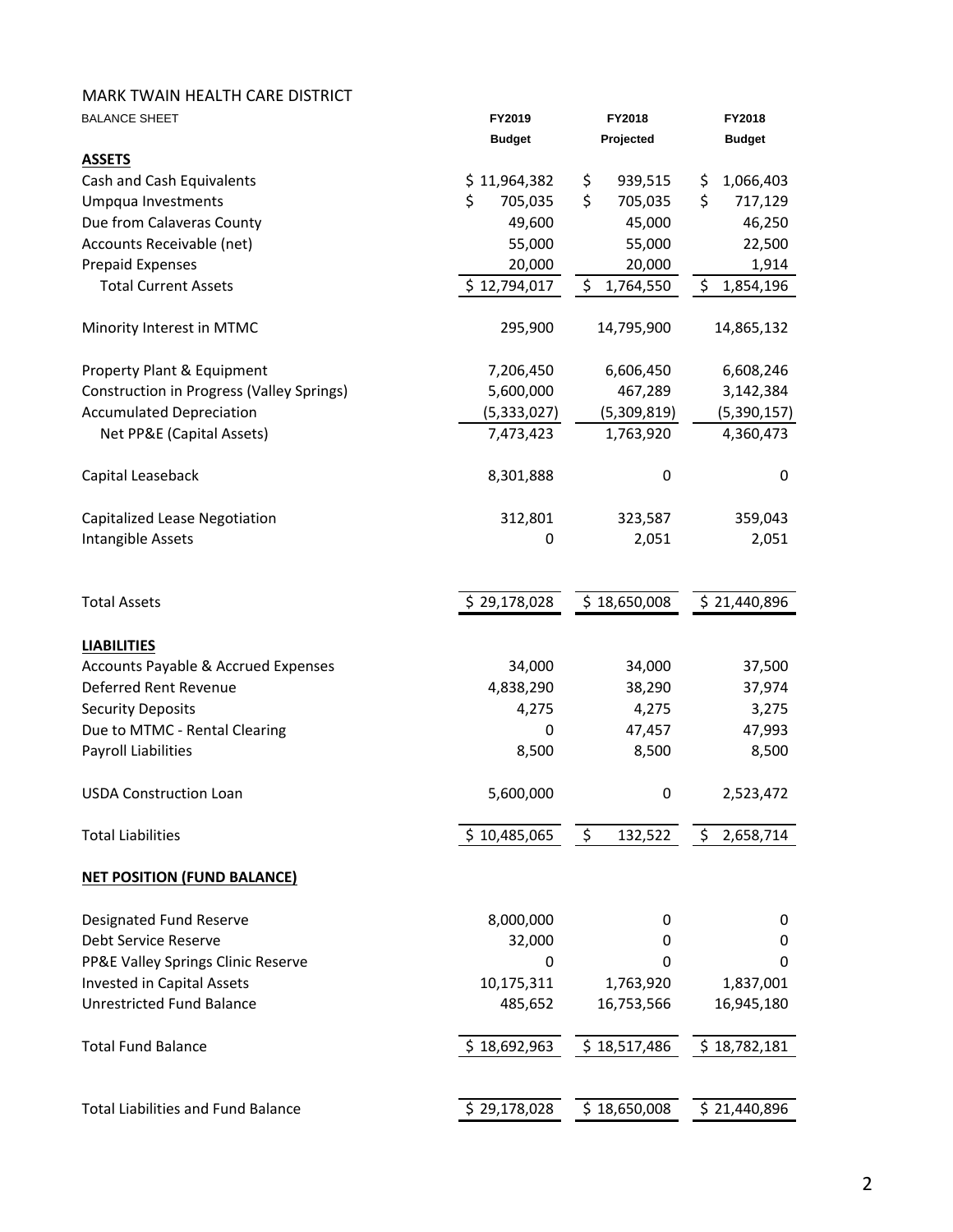MARK TWAIN HEALTH CARE DISTRICT

| BALANCE SHEET | FY2019 Budget | FY2018 Projected | FY2018 Budget |
|---|---|---|---|
| **ASSETS** | | | |
| Cash and Cash Equivalents | $ 11,964,382 | $ 939,515 | $ 1,066,403 |
| Umpqua Investments | $ 705,035 | $ 705,035 | $ 717,129 |
| Due from Calaveras County | 49,600 | 45,000 | 46,250 |
| Accounts Receivable (net) | 55,000 | 55,000 | 22,500 |
| Prepaid Expenses | 20,000 | 20,000 | 1,914 |
| Total Current Assets | $ 12,794,017 | $ 1,764,550 | $ 1,854,196 |
| Minority Interest in MTMC | 295,900 | 14,795,900 | 14,865,132 |
| Property Plant & Equipment | 7,206,450 | 6,606,450 | 6,608,246 |
| Construction in Progress (Valley Springs) | 5,600,000 | 467,289 | 3,142,384 |
| Accumulated Depreciation | (5,333,027) | (5,309,819) | (5,390,157) |
| Net PP&E (Capital Assets) | 7,473,423 | 1,763,920 | 4,360,473 |
| Capital Leaseback | 8,301,888 | 0 | 0 |
| Capitalized Lease Negotiation | 312,801 | 323,587 | 359,043 |
| Intangible Assets | 0 | 2,051 | 2,051 |
| Total Assets | $ 29,178,028 | $ 18,650,008 | $ 21,440,896 |
| **LIABILITIES** | | | |
| Accounts Payable & Accrued Expenses | 34,000 | 34,000 | 37,500 |
| Deferred Rent Revenue | 4,838,290 | 38,290 | 37,974 |
| Security Deposits | 4,275 | 4,275 | 3,275 |
| Due to MTMC - Rental Clearing | 0 | 47,457 | 47,993 |
| Payroll Liabilities | 8,500 | 8,500 | 8,500 |
| USDA Construction Loan | 5,600,000 | 0 | 2,523,472 |
| Total Liabilities | $ 10,485,065 | $ 132,522 | $ 2,658,714 |
| **NET POSITION (FUND BALANCE)** | | | |
| Designated Fund Reserve | 8,000,000 | 0 | 0 |
| Debt Service Reserve | 32,000 | 0 | 0 |
| PP&E Valley Springs Clinic Reserve | 0 | 0 | 0 |
| Invested in Capital Assets | 10,175,311 | 1,763,920 | 1,837,001 |
| Unrestricted Fund Balance | 485,652 | 16,753,566 | 16,945,180 |
| Total Fund Balance | $ 18,692,963 | $ 18,517,486 | $ 18,782,181 |
| Total Liabilities and Fund Balance | $ 29,178,028 | $ 18,650,008 | $ 21,440,896 |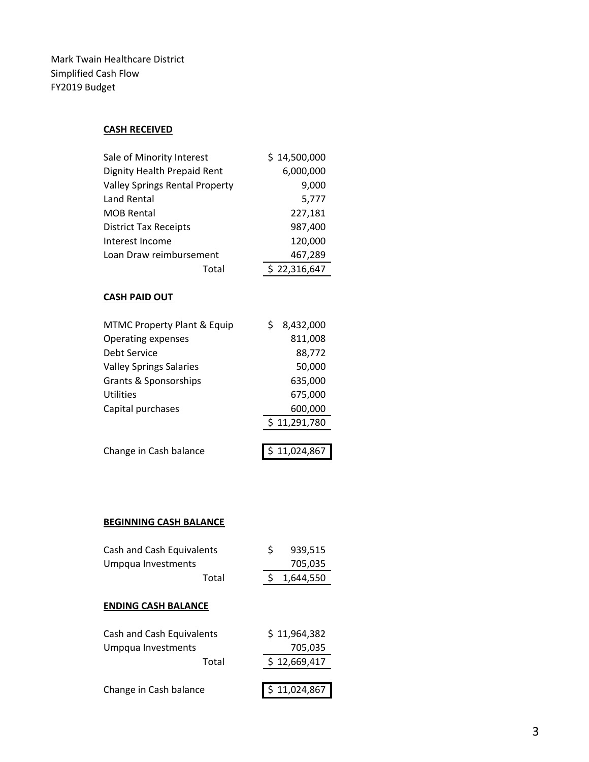Mark Twain Healthcare District
Simplified Cash Flow
FY2019 Budget

**CASH RECEIVED**

| | |
|---|---|
| Sale of Minority Interest | $ 14,500,000 |
| Dignity Health Prepaid Rent | 6,000,000 |
| Valley Springs Rental Property | 9,000 |
| Land Rental | 5,777 |
| MOB Rental | 227,181 |
| District Tax Receipts | 987,400 |
| Interest Income | 120,000 |
| Loan Draw reimbursement | 467,289 |
| Total | $ 22,316,647 |

**CASH PAID OUT**

| | |
|---|---|
| MTMC Property Plant & Equip | $ 8,432,000 |
| Operating expenses | 811,008 |
| Debt Service | 88,772 |
| Valley Springs Salaries | 50,000 |
| Grants & Sponsorships | 635,000 |
| Utilities | 675,000 |
| Capital purchases | 600,000 |
| | $ 11,291,780 |
| Change in Cash balance | $ 11,024,867 |

**BEGINNING CASH BALANCE**

| | |
|---|---|
| Cash and Cash Equivalents | $ 939,515 |
| Umpqua Investments | 705,035 |
| Total | $ 1,644,550 |

**ENDING CASH BALANCE**

| | |
|---|---|
| Cash and Cash Equivalents | $ 11,964,382 |
| Umpqua Investments | 705,035 |
| Total | $ 12,669,417 |
| Change in Cash balance | $ 11,024,867 |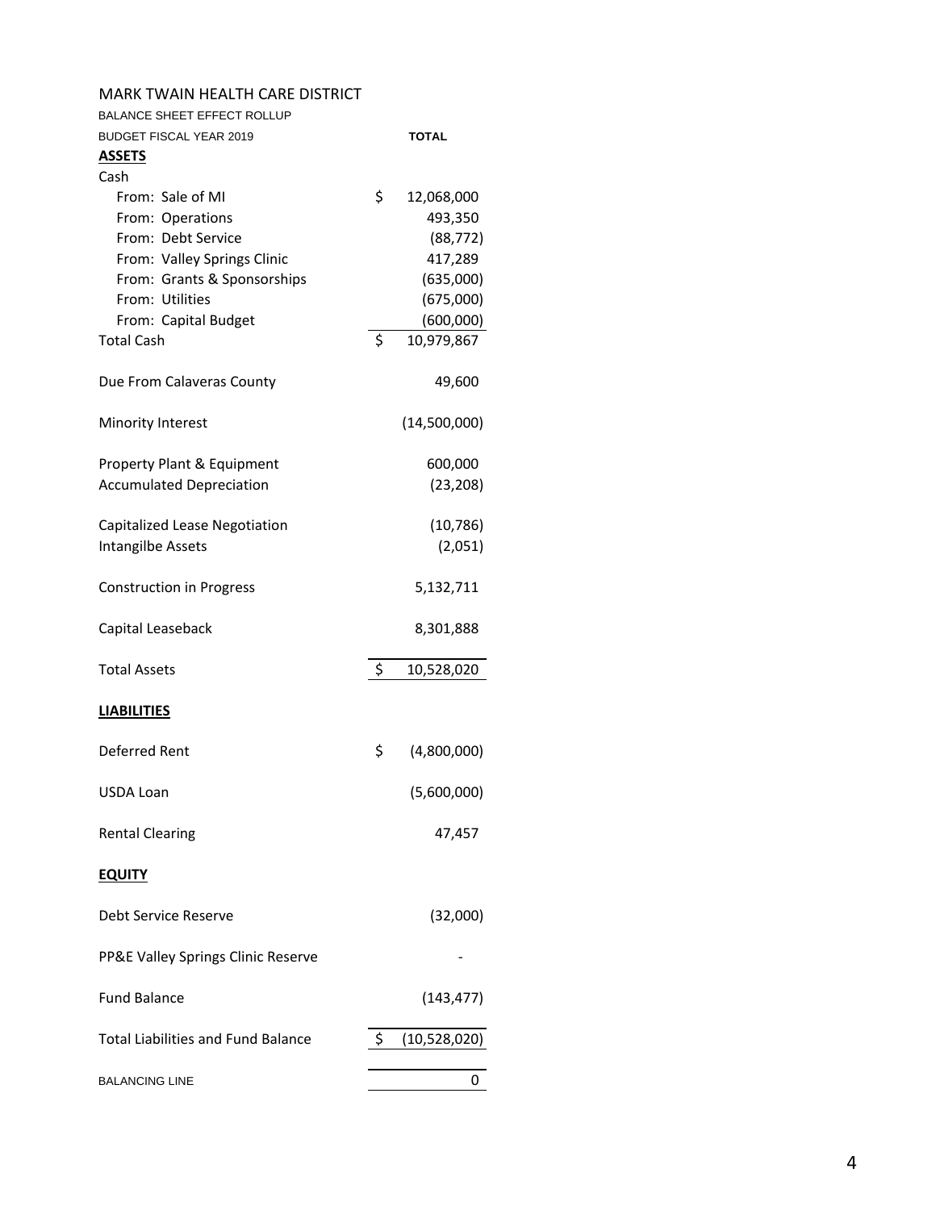# MARK TWAIN HEALTH CARE DISTRICT

BALANCE SHEET EFFECT ROLLUP

| BUDGET FISCAL YEAR 2019 | TOTAL |
|---|---|
| **ASSETS** | |
| Cash | |
| From: Sale of MI | $ 12,068,000 |
| From: Operations | 493,350 |
| From: Debt Service | (88,772) |
| From: Valley Springs Clinic | 417,289 |
| From: Grants & Sponsorships | (635,000) |
| From: Utilities | (675,000) |
| From: Capital Budget | (600,000) |
| Total Cash | $ 10,979,867 |
| Due From Calaveras County | 49,600 |
| Minority Interest | (14,500,000) |
| Property Plant & Equipment | 600,000 |
| Accumulated Depreciation | (23,208) |
| Capitalized Lease Negotiation | (10,786) |
| Intangilbe Assets | (2,051) |
| Construction in Progress | 5,132,711 |
| Capital Leaseback | 8,301,888 |
| Total Assets | $ 10,528,020 |
| **LIABILITIES** | |
| Deferred Rent | $ (4,800,000) |
| USDA Loan | (5,600,000) |
| Rental Clearing | 47,457 |
| **EQUITY** | |
| Debt Service Reserve | (32,000) |
| PP&E Valley Springs Clinic Reserve | - |
| Fund Balance | (143,477) |
| Total Liabilities and Fund Balance | $ (10,528,020) |
| BALANCING LINE | 0 |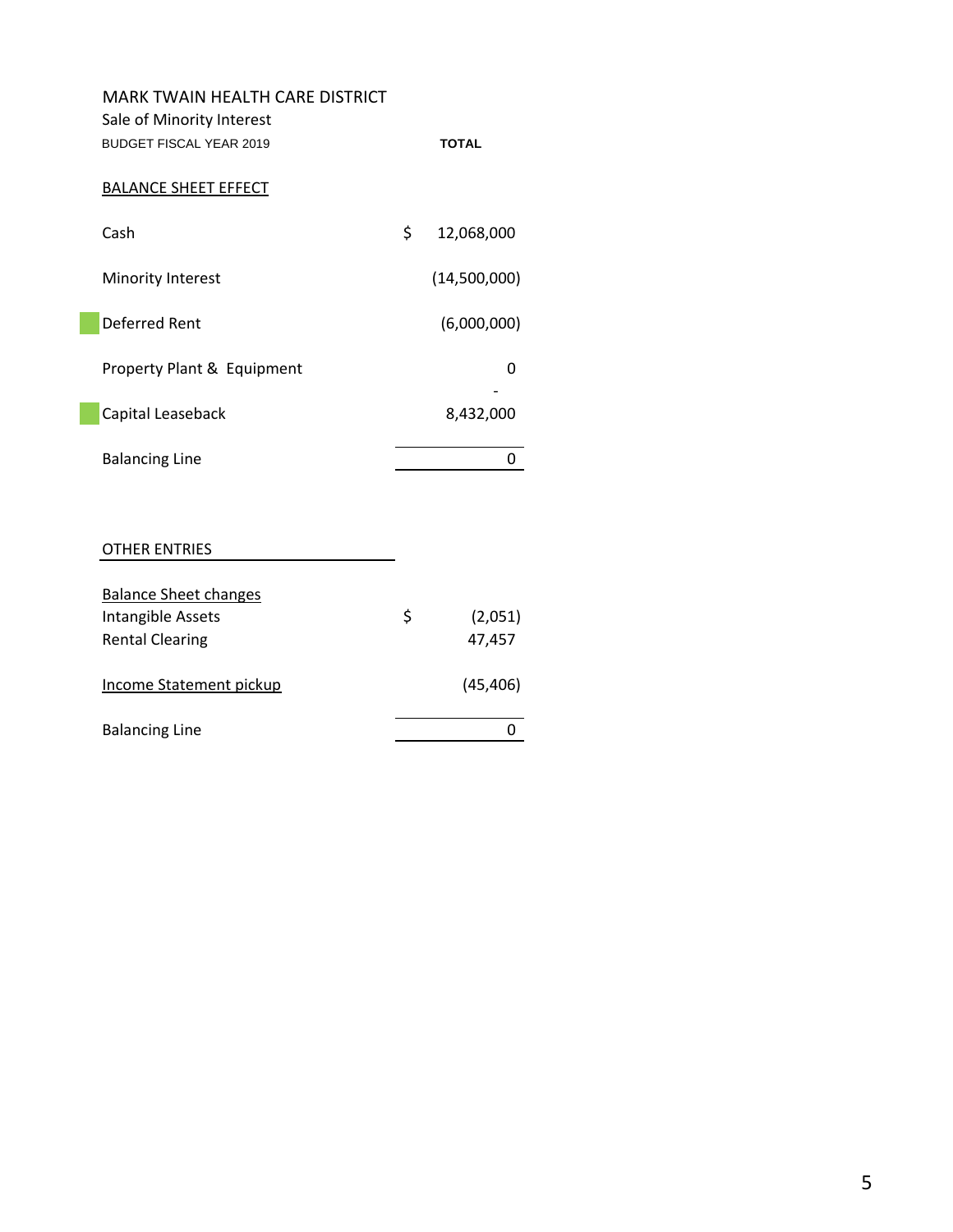MARK TWAIN HEALTH CARE DISTRICT

Sale of Minority Interest

BUDGET FISCAL YEAR 2019

| | | TOTAL |
|---|---|---|
| BALANCE SHEET EFFECT | | |
| Cash | $ | 12,068,000 |
| Minority Interest | | (14,500,000) |
| Deferred Rent | | (6,000,000) |
| Property Plant & Equipment | | 0 |
| Capital Leaseback | | - 8,432,000 |
| Balancing Line | | 0 |

| OTHER ENTRIES | | |
|---|---|---|
| Balance Sheet changes | | |
| Intangible Assets | $ | (2,051) |
| Rental Clearing | | 47,457 |
| Income Statement pickup | | (45,406) |
| Balancing Line | | 0 |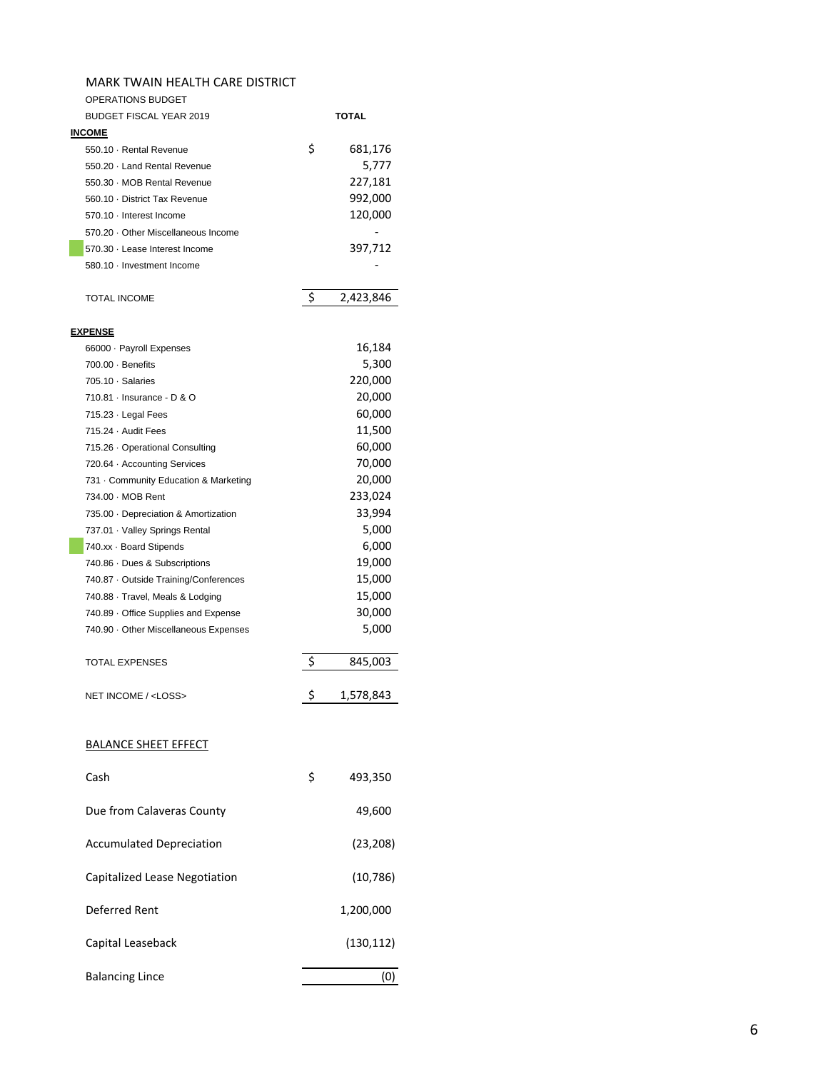# MARK TWAIN HEALTH CARE DISTRICT

OPERATIONS BUDGET

| BUDGET FISCAL YEAR 2019 | TOTAL |
|---|---|
| **INCOME** | |
| 550.10 · Rental Revenue | $ 681,176 |
| 550.20 · Land Rental Revenue | 5,777 |
| 550.30 · MOB Rental Revenue | 227,181 |
| 560.10 · District Tax Revenue | 992,000 |
| 570.10 · Interest Income | 120,000 |
| 570.20 · Other Miscellaneous Income | - |
| 570.30 · Lease Interest Income | 397,712 |
| 580.10 · Investment Income | - |
| TOTAL INCOME | $ 2,423,846 |
| **EXPENSE** | |
| 66000 · Payroll Expenses | 16,184 |
| 700.00 · Benefits | 5,300 |
| 705.10 · Salaries | 220,000 |
| 710.81 · Insurance - D & O | 20,000 |
| 715.23 · Legal Fees | 60,000 |
| 715.24 · Audit Fees | 11,500 |
| 715.26 · Operational Consulting | 60,000 |
| 720.64 · Accounting Services | 70,000 |
| 731 · Community Education & Marketing | 20,000 |
| 734.00 · MOB Rent | 233,024 |
| 735.00 · Depreciation & Amortization | 33,994 |
| 737.01 · Valley Springs Rental | 5,000 |
| 740.xx · Board Stipends | 6,000 |
| 740.86 · Dues & Subscriptions | 19,000 |
| 740.87 · Outside Training/Conferences | 15,000 |
| 740.88 · Travel, Meals & Lodging | 15,000 |
| 740.89 · Office Supplies and Expense | 30,000 |
| 740.90 · Other Miscellaneous Expenses | 5,000 |
| TOTAL EXPENSES | $ 845,003 |
| NET INCOME / <LOSS> | $ 1,578,843 |

## BALANCE SHEET EFFECT

| | |
|---|---|
| Cash | $ 493,350 |
| Due from Calaveras County | 49,600 |
| Accumulated Depreciation | (23,208) |
| Capitalized Lease Negotiation | (10,786) |
| Deferred Rent | 1,200,000 |
| Capital Leaseback | (130,112) |
| Balancing Lince | (0) |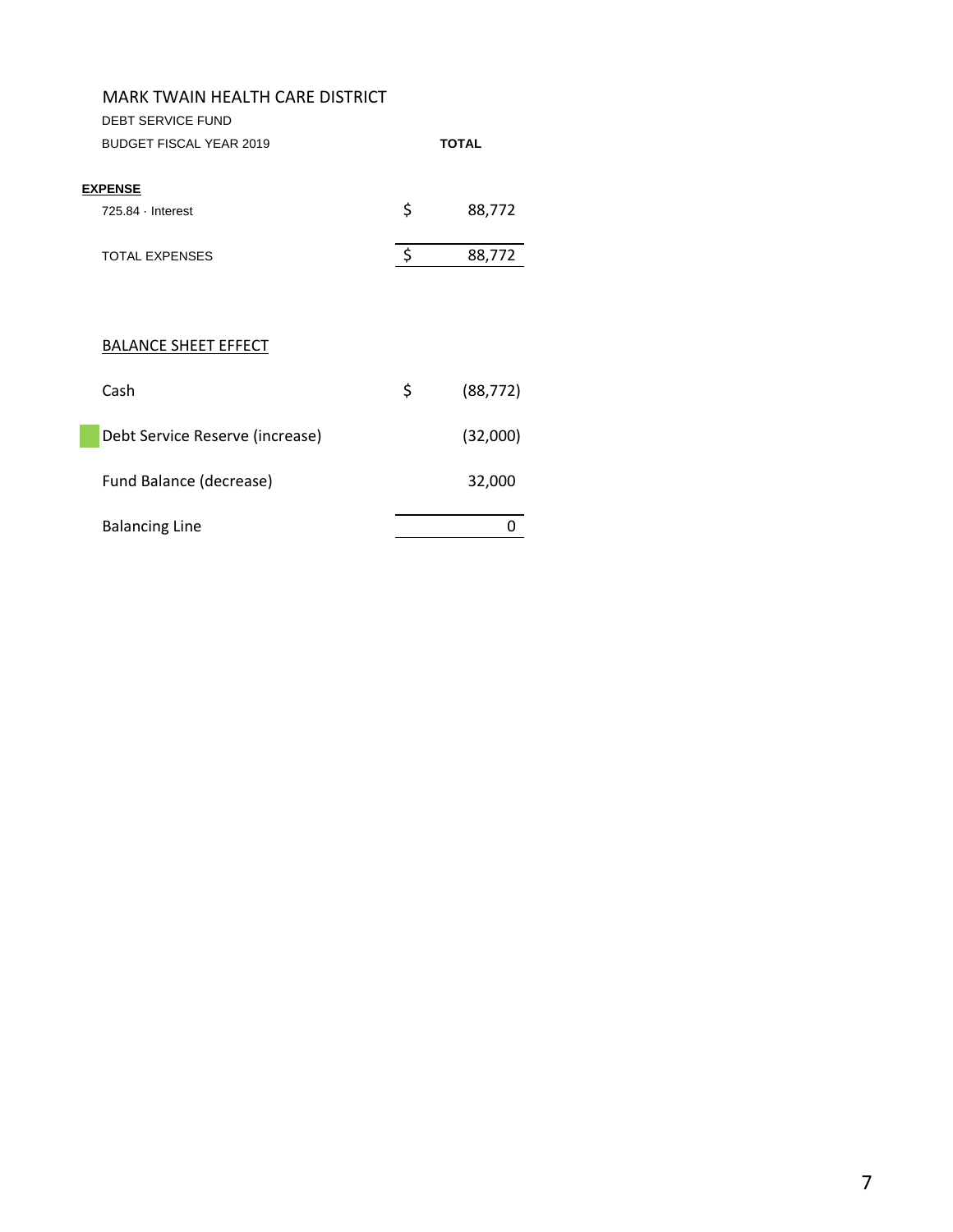# MARK TWAIN HEALTH CARE DISTRICT

DEBT SERVICE FUND

| BUDGET FISCAL YEAR 2019 | | TOTAL |
|---|---|---|
| **EXPENSE** | | |
| 725.84 · Interest | $ | 88,772 |
| TOTAL EXPENSES | $ | 88,772 |

| BALANCE SHEET EFFECT | | |
|---|---|---|
| Cash | $ | (88,772) |
| Debt Service Reserve (increase) | | (32,000) |
| Fund Balance (decrease) | | 32,000 |
| Balancing Line | | 0 |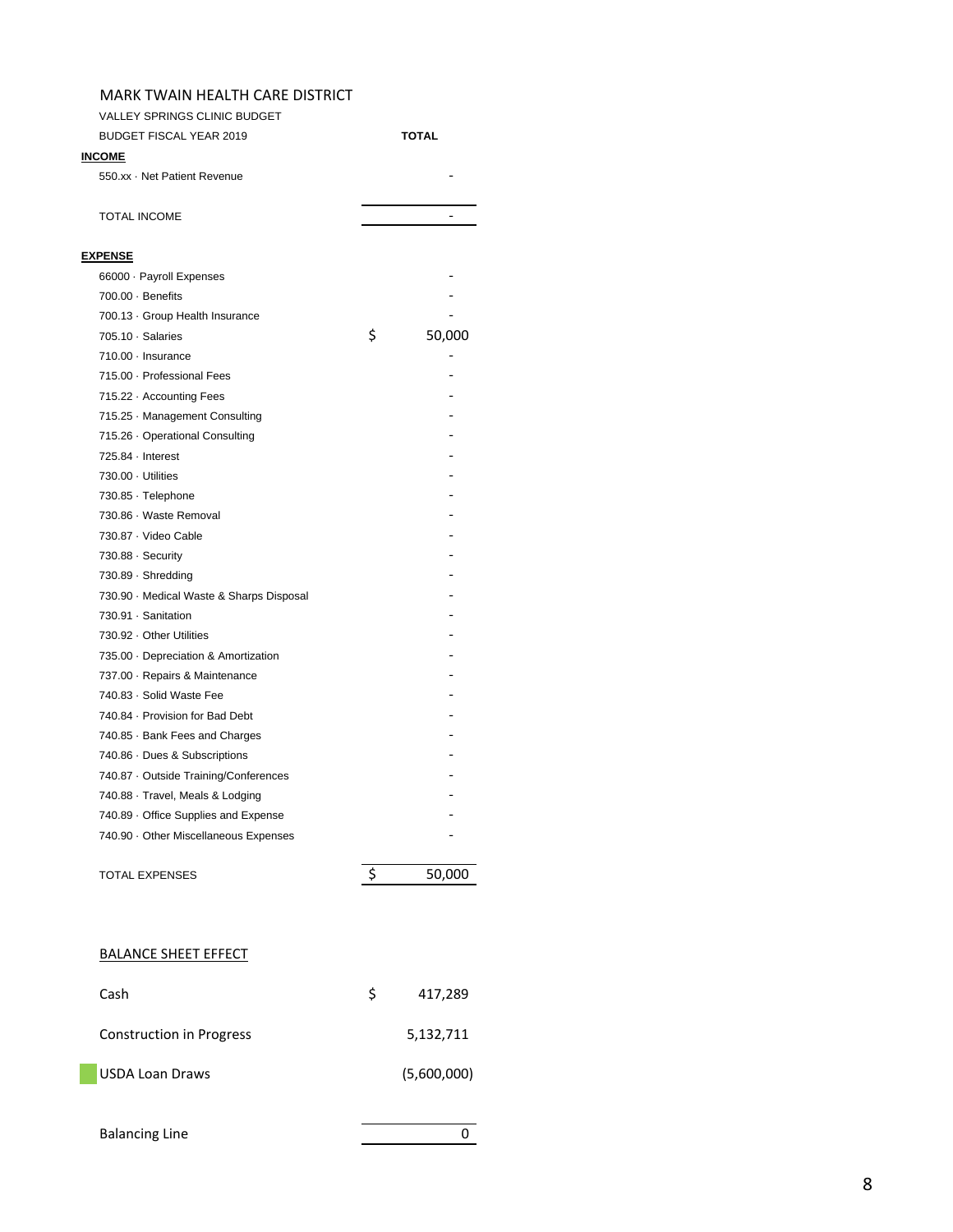MARK TWAIN HEALTH CARE DISTRICT

VALLEY SPRINGS CLINIC BUDGET

| BUDGET FISCAL YEAR 2019 | TOTAL |
|---|---|
| **INCOME** | |
| 550.xx · Net Patient Revenue | - |
| TOTAL INCOME | - |
| **EXPENSE** | |
| 66000 · Payroll Expenses | - |
| 700.00 · Benefits | - |
| 700.13 · Group Health Insurance | - |
| 705.10 · Salaries | $ 50,000 |
| 710.00 · Insurance | - |
| 715.00 · Professional Fees | - |
| 715.22 · Accounting Fees | - |
| 715.25 · Management Consulting | - |
| 715.26 · Operational Consulting | - |
| 725.84 · Interest | - |
| 730.00 · Utilities | - |
| 730.85 · Telephone | - |
| 730.86 · Waste Removal | - |
| 730.87 · Video Cable | - |
| 730.88 · Security | - |
| 730.89 · Shredding | - |
| 730.90 · Medical Waste & Sharps Disposal | - |
| 730.91 · Sanitation | - |
| 730.92 · Other Utilities | - |
| 735.00 · Depreciation & Amortization | - |
| 737.00 · Repairs & Maintenance | - |
| 740.83 · Solid Waste Fee | - |
| 740.84 · Provision for Bad Debt | - |
| 740.85 · Bank Fees and Charges | - |
| 740.86 · Dues & Subscriptions | - |
| 740.87 · Outside Training/Conferences | - |
| 740.88 · Travel, Meals & Lodging | - |
| 740.89 · Office Supplies and Expense | - |
| 740.90 · Other Miscellaneous Expenses | - |
| TOTAL EXPENSES | $ 50,000 |

BALANCE SHEET EFFECT

| | |
|---|---|
| Cash | $ 417,289 |
| Construction in Progress | 5,132,711 |
| USDA Loan Draws | (5,600,000) |
| Balancing Line | 0 |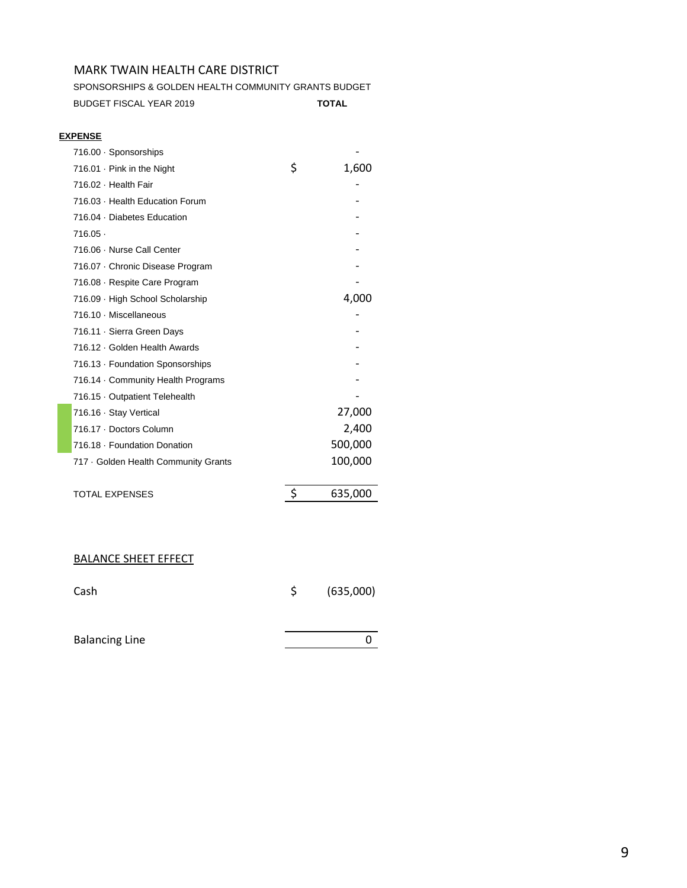MARK TWAIN HEALTH CARE DISTRICT

SPONSORSHIPS & GOLDEN HEALTH COMMUNITY GRANTS BUDGET

| BUDGET FISCAL YEAR 2019 | | TOTAL |
|---|---|---|
| **EXPENSE** | | |
| 716.00 · Sponsorships | | - |
| 716.01 · Pink in the Night | $ | 1,600 |
| 716.02 · Health Fair | | - |
| 716.03 · Health Education Forum | | - |
| 716.04 · Diabetes Education | | - |
| 716.05 · | | - |
| 716.06 · Nurse Call Center | | - |
| 716.07 · Chronic Disease Program | | - |
| 716.08 · Respite Care Program | | - |
| 716.09 · High School Scholarship | | 4,000 |
| 716.10 · Miscellaneous | | - |
| 716.11 · Sierra Green Days | | - |
| 716.12 · Golden Health Awards | | - |
| 716.13 · Foundation Sponsorships | | - |
| 716.14 · Community Health Programs | | - |
| 716.15 · Outpatient Telehealth | | - |
| 716.16 · Stay Vertical | | 27,000 |
| 716.17 · Doctors Column | | 2,400 |
| 716.18 · Foundation Donation | | 500,000 |
| 717 · Golden Health Community Grants | | 100,000 |
| TOTAL EXPENSES | $ | 635,000 |

BALANCE SHEET EFFECT

| | | |
|---|---|---|
| Cash | $ | (635,000) |
| Balancing Line | | 0 |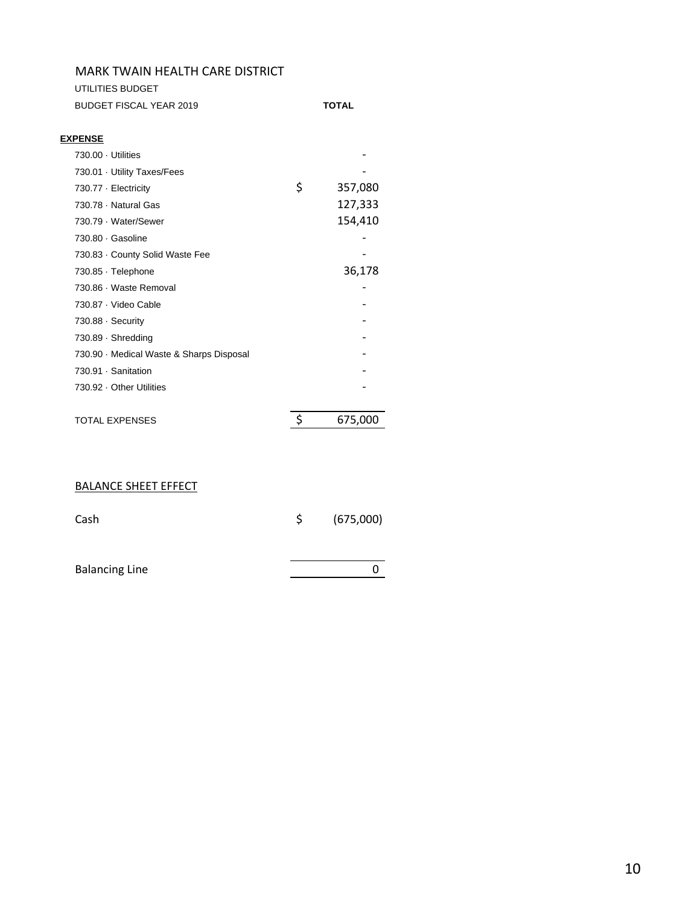# MARK TWAIN HEALTH CARE DISTRICT

UTILITIES BUDGET

| BUDGET FISCAL YEAR 2019 | TOTAL |
|---|---|
| **EXPENSE** | |
| 730.00 · Utilities | - |
| 730.01 · Utility Taxes/Fees | - |
| 730.77 · Electricity | $ 357,080 |
| 730.78 · Natural Gas | 127,333 |
| 730.79 · Water/Sewer | 154,410 |
| 730.80 · Gasoline | - |
| 730.83 · County Solid Waste Fee | - |
| 730.85 · Telephone | 36,178 |
| 730.86 · Waste Removal | - |
| 730.87 · Video Cable | - |
| 730.88 · Security | - |
| 730.89 · Shredding | - |
| 730.90 · Medical Waste & Sharps Disposal | - |
| 730.91 · Sanitation | - |
| 730.92 · Other Utilities | - |
| TOTAL EXPENSES | $ 675,000 |

BALANCE SHEET EFFECT

| | |
|---|---|
| Cash | $ (675,000) |
| Balancing Line | 0 |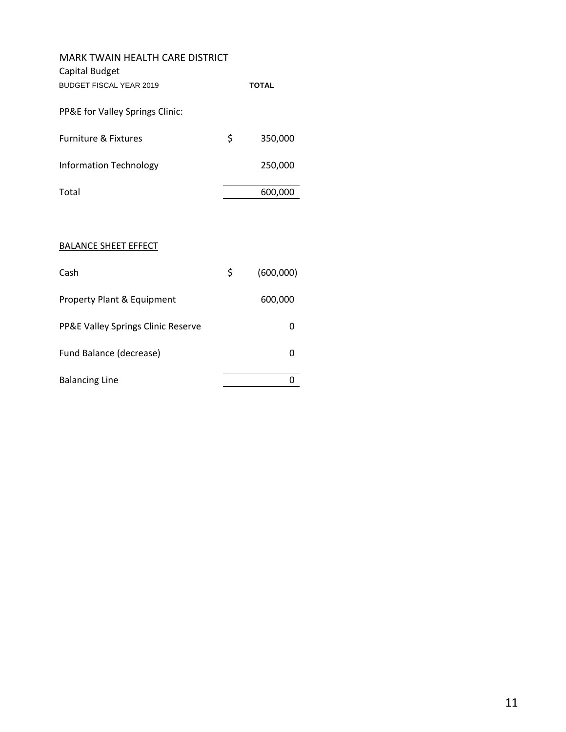MARK TWAIN HEALTH CARE DISTRICT

Capital Budget

| BUDGET FISCAL YEAR 2019 | | TOTAL |
| --- | --- | --- |
| PP&E for Valley Springs Clinic: | | |
| Furniture & Fixtures | $ | 350,000 |
| Information Technology | | 250,000 |
| Total | | 600,000 |

BALANCE SHEET EFFECT

| | | |
| --- | --- | --- |
| Cash | $ | (600,000) |
| Property Plant & Equipment | | 600,000 |
| PP&E Valley Springs Clinic Reserve | | 0 |
| Fund Balance (decrease) | | 0 |
| Balancing Line | | 0 |